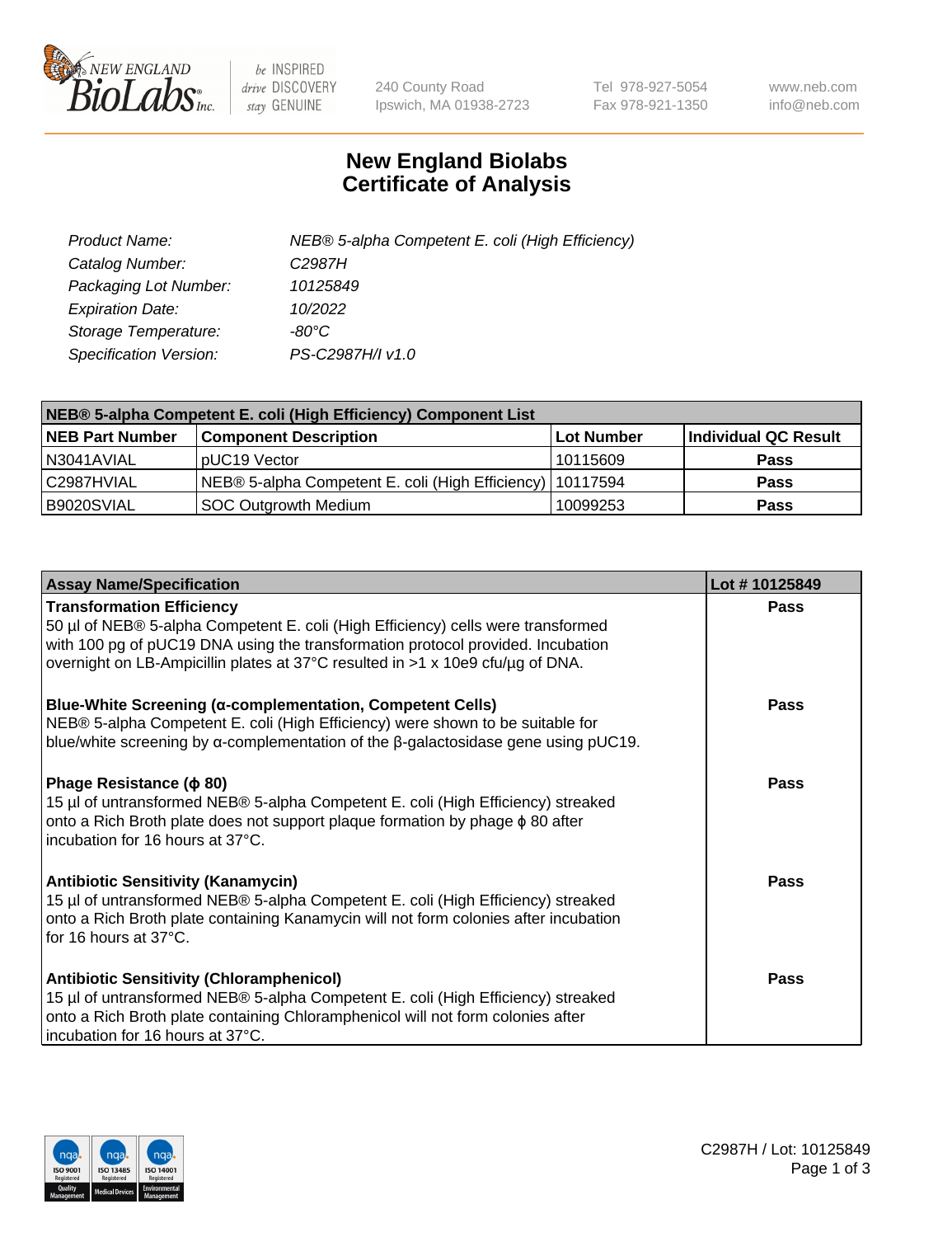New England BioLabs Inc. — be INSPIRED drive DISCOVERY stay GENUINE

240 County Road, Ipswich, MA 01938-2723 | Tel 978-927-5054 | Fax 978-921-1350 | www.neb.com | info@neb.com

# New England Biolabs Certificate of Analysis

| | |
|---|---|
| *Product Name:* | *NEB® 5-alpha Competent E. coli (High Efficiency)* |
| *Catalog Number:* | *C2987H* |
| *Packaging Lot Number:* | *10125849* |
| *Expiration Date:* | *10/2022* |
| *Storage Temperature:* | *-80°C* |
| *Specification Version:* | *PS-C2987H/I v1.0* |

| **NEB® 5-alpha Competent E. coli (High Efficiency) Component List** | | | |
|---|---|---|---|
| **NEB Part Number** | **Component Description** | **Lot Number** | **Individual QC Result** |
| N3041AVIAL | pUC19 Vector | 10115609 | **Pass** |
| C2987HVIAL | NEB® 5-alpha Competent E. coli (High Efficiency) | 10117594 | **Pass** |
| B9020SVIAL | SOC Outgrowth Medium | 10099253 | **Pass** |

| **Assay Name/Specification** | **Lot # 10125849** |
|---|---|
| **Transformation Efficiency**<br>50 µl of NEB® 5-alpha Competent E. coli (High Efficiency) cells were transformed with 100 pg of pUC19 DNA using the transformation protocol provided. Incubation overnight on LB-Ampicillin plates at 37°C resulted in >1 x 10e9 cfu/µg of DNA. | **Pass** |
| **Blue-White Screening (α-complementation, Competent Cells)**<br>NEB® 5-alpha Competent E. coli (High Efficiency) were shown to be suitable for blue/white screening by α-complementation of the β-galactosidase gene using pUC19. | **Pass** |
| **Phage Resistance (ϕ 80)**<br>15 µl of untransformed NEB® 5-alpha Competent E. coli (High Efficiency) streaked onto a Rich Broth plate does not support plaque formation by phage ϕ 80 after incubation for 16 hours at 37°C. | **Pass** |
| **Antibiotic Sensitivity (Kanamycin)**<br>15 µl of untransformed NEB® 5-alpha Competent E. coli (High Efficiency) streaked onto a Rich Broth plate containing Kanamycin will not form colonies after incubation for 16 hours at 37°C. | **Pass** |
| **Antibiotic Sensitivity (Chloramphenicol)**<br>15 µl of untransformed NEB® 5-alpha Competent E. coli (High Efficiency) streaked onto a Rich Broth plate containing Chloramphenicol will not form colonies after incubation for 16 hours at 37°C. | **Pass** |

ISO 9001 Registered Quality Management | ISO 13485 Registered Medical Devices | ISO 14001 Registered Environmental Management

C2987H / Lot: 10125849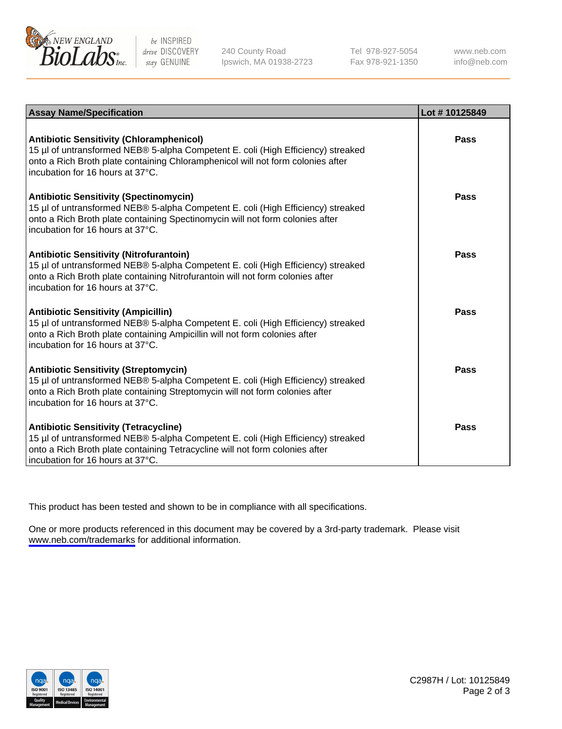| Assay Name/Specification | Lot # 10125849 |
|---|---|
| **Antibiotic Sensitivity (Chloramphenicol)**<br>15 µl of untransformed NEB® 5-alpha Competent E. coli (High Efficiency) streaked onto a Rich Broth plate containing Chloramphenicol will not form colonies after incubation for 16 hours at 37°C. | **Pass** |
| **Antibiotic Sensitivity (Spectinomycin)**<br>15 µl of untransformed NEB® 5-alpha Competent E. coli (High Efficiency) streaked onto a Rich Broth plate containing Spectinomycin will not form colonies after incubation for 16 hours at 37°C. | **Pass** |
| **Antibiotic Sensitivity (Nitrofurantoin)**<br>15 µl of untransformed NEB® 5-alpha Competent E. coli (High Efficiency) streaked onto a Rich Broth plate containing Nitrofurantoin will not form colonies after incubation for 16 hours at 37°C. | **Pass** |
| **Antibiotic Sensitivity (Ampicillin)**<br>15 µl of untransformed NEB® 5-alpha Competent E. coli (High Efficiency) streaked onto a Rich Broth plate containing Ampicillin will not form colonies after incubation for 16 hours at 37°C. | **Pass** |
| **Antibiotic Sensitivity (Streptomycin)**<br>15 µl of untransformed NEB® 5-alpha Competent E. coli (High Efficiency) streaked onto a Rich Broth plate containing Streptomycin will not form colonies after incubation for 16 hours at 37°C. | **Pass** |
| **Antibiotic Sensitivity (Tetracycline)**<br>15 µl of untransformed NEB® 5-alpha Competent E. coli (High Efficiency) streaked onto a Rich Broth plate containing Tetracycline will not form colonies after incubation for 16 hours at 37°C. | **Pass** |

This product has been tested and shown to be in compliance with all specifications.

One or more products referenced in this document may be covered by a 3rd-party trademark. Please visit www.neb.com/trademarks for additional information.

C2987H / Lot: 10125849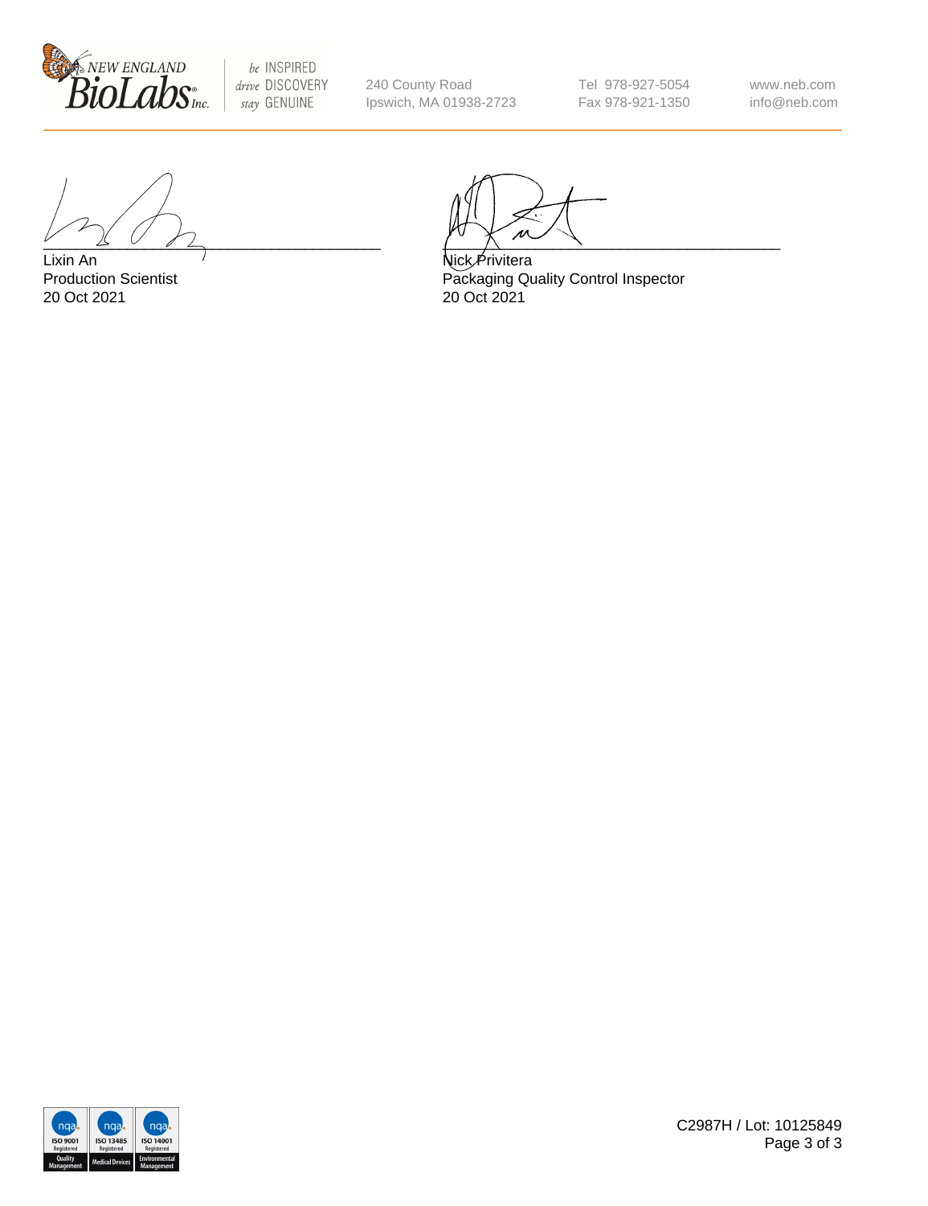Lixin An
Production Scientist
20 Oct 2021

Nick Privitera
Packaging Quality Control Inspector
20 Oct 2021